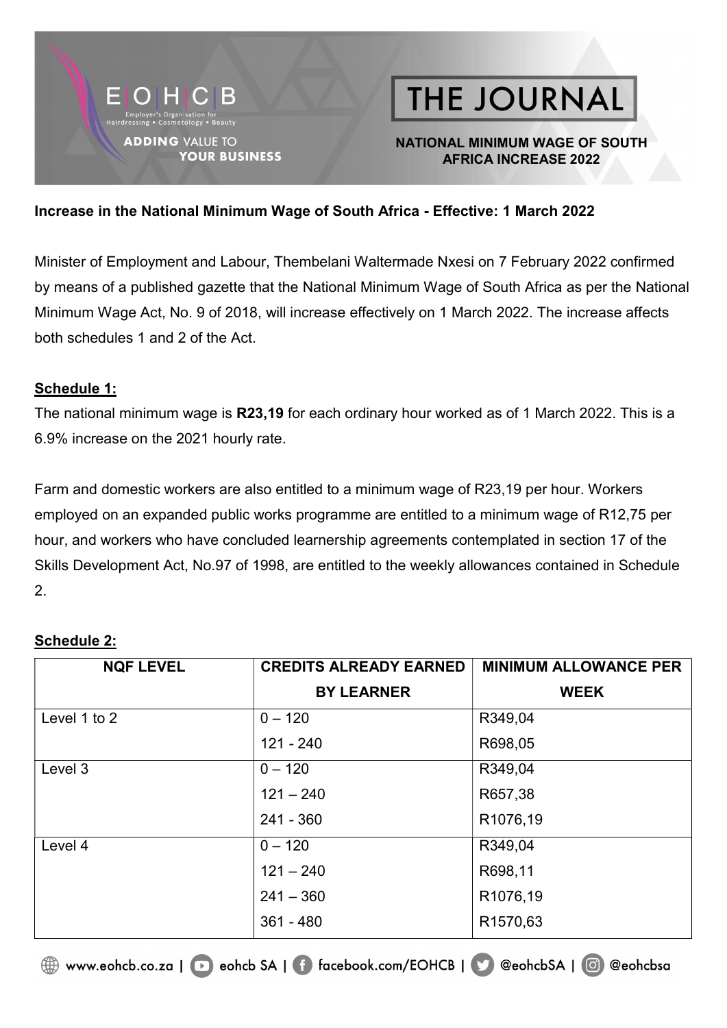# THE JOURNAL

**NATIONAL MINIMUM WAGE OF SOUTH AFRICA INCREASE 2022**

**Increase in the National Minimum Wage of South Africa - Effective: 1 March 2022**

Minister of Employment and Labour, Thembelani Waltermade Nxesi on 7 February 2022 confirmed by means of a published gazette that the National Minimum Wage of South Africa as per the National Minimum Wage Act, No. 9 of 2018, will increase effectively on 1 March 2022. The increase affects both schedules 1 and 2 of the Act.

## Schedule 1:

The national minimum wage is **R23,19** for each ordinary hour worked as of 1 March 2022. This is a 6.9% increase on the 2021 hourly rate.

Farm and domestic workers are also entitled to a minimum wage of R23,19 per hour. Workers employed on an expanded public works programme are entitled to a minimum wage of R12,75 per hour, and workers who have concluded learnership agreements contemplated in section 17 of the Skills Development Act, No.97 of 1998, are entitled to the weekly allowances contained in Schedule 2.

## Schedule 2:

| NQF LEVEL | CREDITS ALREADY EARNED BY LEARNER | MINIMUM ALLOWANCE PER WEEK |
|---|---|---|
| Level 1 to 2 | 0 – 120 | R349,04 |
| | 121 - 240 | R698,05 |
| Level 3 | 0 – 120 | R349,04 |
| | 121 – 240 | R657,38 |
| | 241 - 360 | R1076,19 |
| Level 4 | 0 – 120 | R349,04 |
| | 121 – 240 | R698,11 |
| | 241 – 360 | R1076,19 |
| | 361 - 480 | R1570,63 |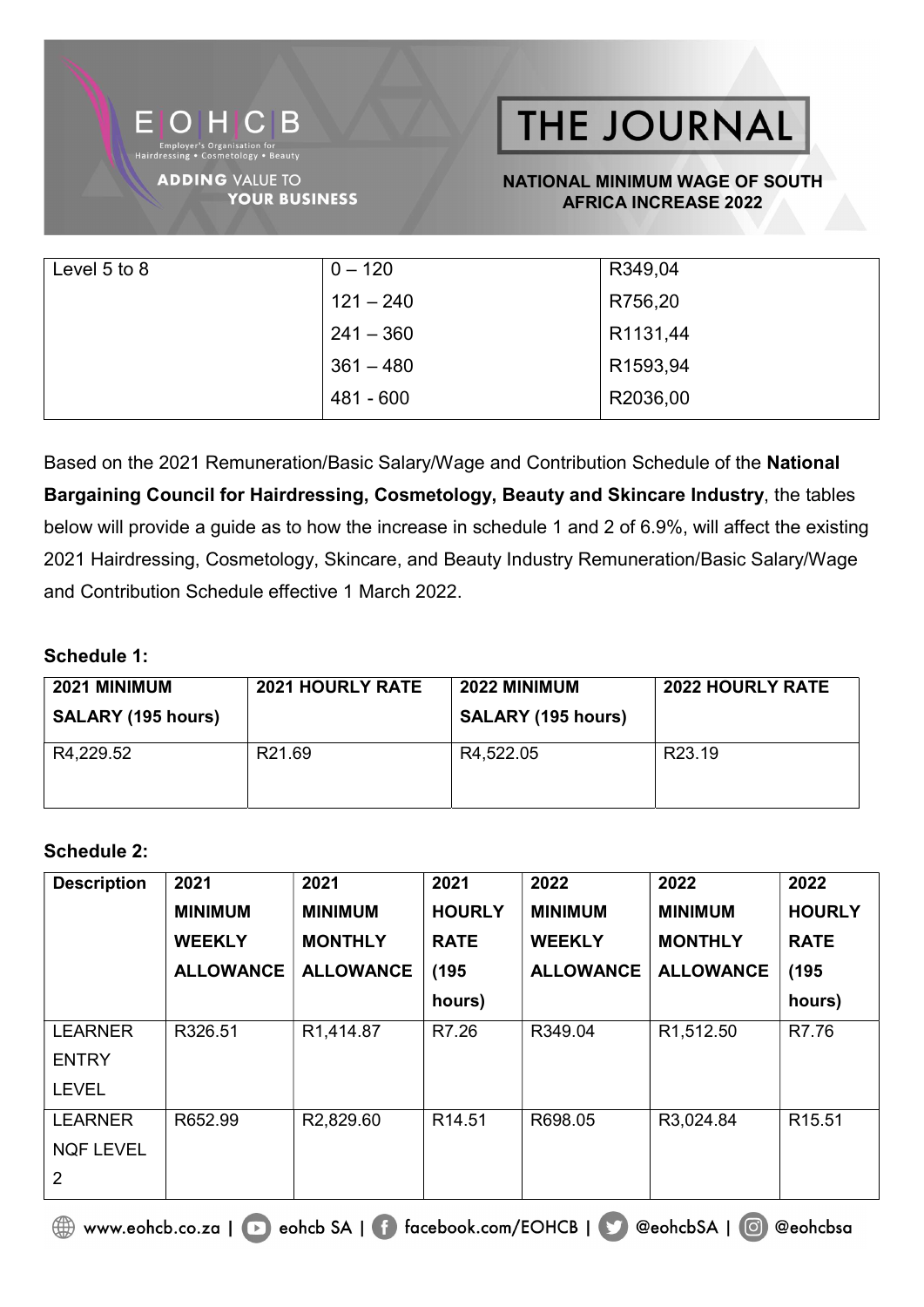| Level 5 to 8 | 0 – 120 | R349,04 |
|---|---|---|
| | 121 – 240 | R756,20 |
| | 241 – 360 | R1131,44 |
| | 361 – 480 | R1593,94 |
| | 481 - 600 | R2036,00 |

Based on the 2021 Remuneration/Basic Salary/Wage and Contribution Schedule of the **National Bargaining Council for Hairdressing, Cosmetology, Beauty and Skincare Industry**, the tables below will provide a guide as to how the increase in schedule 1 and 2 of 6.9%, will affect the existing 2021 Hairdressing, Cosmetology, Skincare, and Beauty Industry Remuneration/Basic Salary/Wage and Contribution Schedule effective 1 March 2022.

**Schedule 1:**

| 2021 MINIMUM SALARY (195 hours) | 2021 HOURLY RATE | 2022 MINIMUM SALARY (195 hours) | 2022 HOURLY RATE |
|---|---|---|---|
| R4,229.52 | R21.69 | R4,522.05 | R23.19 |

**Schedule 2:**

| Description | 2021 MINIMUM WEEKLY ALLOWANCE | 2021 MINIMUM MONTHLY ALLOWANCE | 2021 HOURLY RATE (195 hours) | 2022 MINIMUM WEEKLY ALLOWANCE | 2022 MINIMUM MONTHLY ALLOWANCE | 2022 HOURLY RATE (195 hours) |
|---|---|---|---|---|---|---|
| LEARNER ENTRY LEVEL | R326.51 | R1,414.87 | R7.26 | R349.04 | R1,512.50 | R7.76 |
| LEARNER NQF LEVEL 2 | R652.99 | R2,829.60 | R14.51 | R698.05 | R3,024.84 | R15.51 |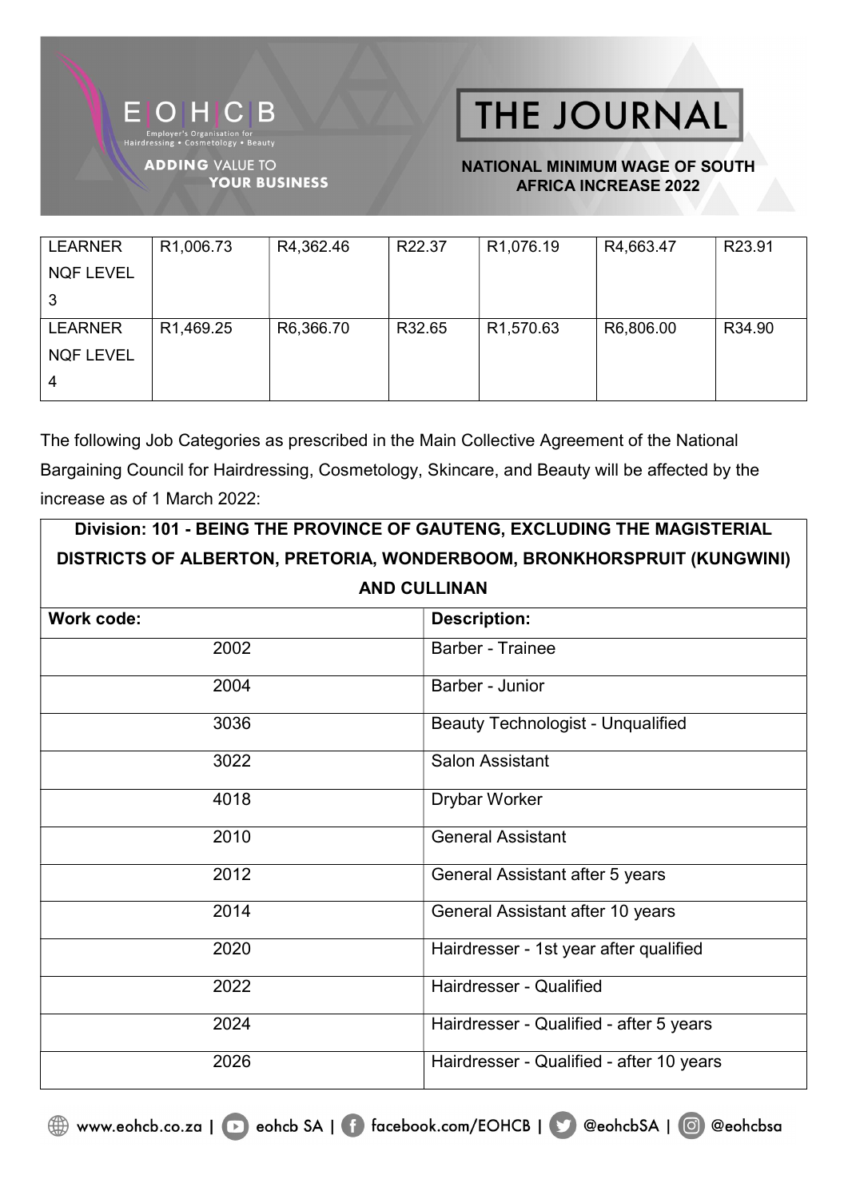| LEARNER NQF LEVEL 3 | R1,006.73 | R4,362.46 | R22.37 | R1,076.19 | R4,663.47 | R23.91 |
|---|---|---|---|---|---|---|
| LEARNER NQF LEVEL 4 | R1,469.25 | R6,366.70 | R32.65 | R1,570.63 | R6,806.00 | R34.90 |

The following Job Categories as prescribed in the Main Collective Agreement of the National Bargaining Council for Hairdressing, Cosmetology, Skincare, and Beauty will be affected by the increase as of 1 March 2022:

**Division: 101 - BEING THE PROVINCE OF GAUTENG, EXCLUDING THE MAGISTERIAL DISTRICTS OF ALBERTON, PRETORIA, WONDERBOOM, BRONKHORSPRUIT (KUNGWINI) AND CULLINAN**

| Work code: | Description: |
|---|---|
| 2002 | Barber - Trainee |
| 2004 | Barber - Junior |
| 3036 | Beauty Technologist - Unqualified |
| 3022 | Salon Assistant |
| 4018 | Drybar Worker |
| 2010 | General Assistant |
| 2012 | General Assistant after 5 years |
| 2014 | General Assistant after 10 years |
| 2020 | Hairdresser - 1st year after qualified |
| 2022 | Hairdresser - Qualified |
| 2024 | Hairdresser - Qualified - after 5 years |
| 2026 | Hairdresser - Qualified - after 10 years |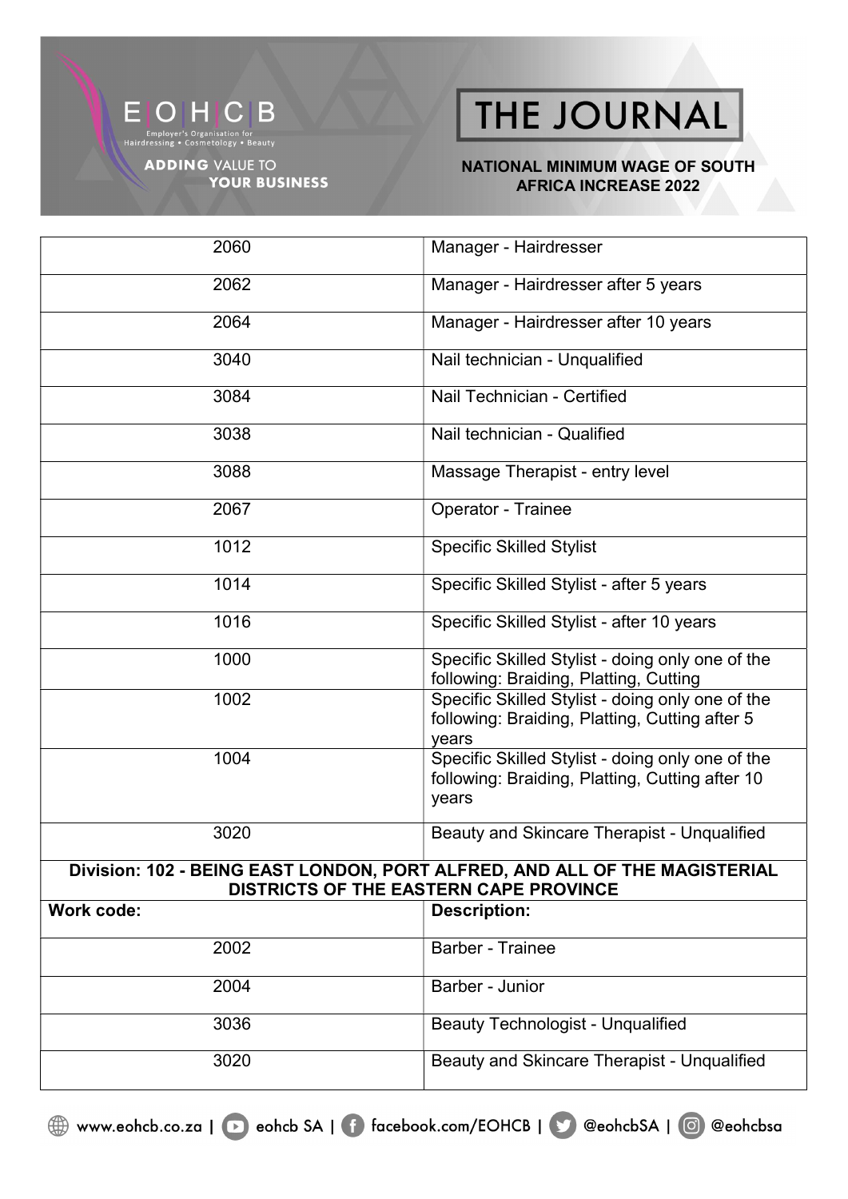| | |
|---|---|
| 2060 | Manager - Hairdresser |
| 2062 | Manager - Hairdresser after 5 years |
| 2064 | Manager - Hairdresser after 10 years |
| 3040 | Nail technician - Unqualified |
| 3084 | Nail Technician - Certified |
| 3038 | Nail technician - Qualified |
| 3088 | Massage Therapist - entry level |
| 2067 | Operator - Trainee |
| 1012 | Specific Skilled Stylist |
| 1014 | Specific Skilled Stylist - after 5 years |
| 1016 | Specific Skilled Stylist - after 10 years |
| 1000 | Specific Skilled Stylist - doing only one of the following: Braiding, Platting, Cutting |
| 1002 | Specific Skilled Stylist - doing only one of the following: Braiding, Platting, Cutting after 5 years |
| 1004 | Specific Skilled Stylist - doing only one of the following: Braiding, Platting, Cutting after 10 years |
| 3020 | Beauty and Skincare Therapist - Unqualified |

**Division: 102 - BEING EAST LONDON, PORT ALFRED, AND ALL OF THE MAGISTERIAL DISTRICTS OF THE EASTERN CAPE PROVINCE**

| Work code: | Description: |
|---|---|
| 2002 | Barber - Trainee |
| 2004 | Barber - Junior |
| 3036 | Beauty Technologist - Unqualified |
| 3020 | Beauty and Skincare Therapist - Unqualified |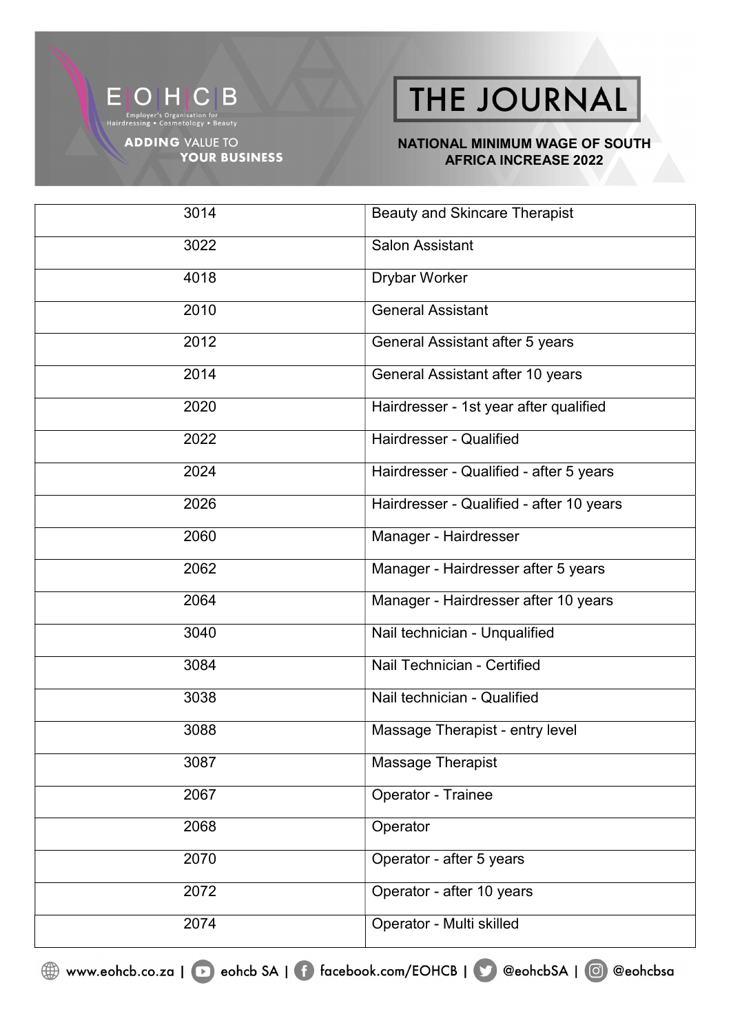| | |
|---|---|
| 3014 | Beauty and Skincare Therapist |
| 3022 | Salon Assistant |
| 4018 | Drybar Worker |
| 2010 | General Assistant |
| 2012 | General Assistant after 5 years |
| 2014 | General Assistant after 10 years |
| 2020 | Hairdresser - 1st year after qualified |
| 2022 | Hairdresser - Qualified |
| 2024 | Hairdresser - Qualified - after 5 years |
| 2026 | Hairdresser - Qualified - after 10 years |
| 2060 | Manager - Hairdresser |
| 2062 | Manager - Hairdresser after 5 years |
| 2064 | Manager - Hairdresser after 10 years |
| 3040 | Nail technician - Unqualified |
| 3084 | Nail Technician - Certified |
| 3038 | Nail technician - Qualified |
| 3088 | Massage Therapist - entry level |
| 3087 | Massage Therapist |
| 2067 | Operator - Trainee |
| 2068 | Operator |
| 2070 | Operator - after 5 years |
| 2072 | Operator - after 10 years |
| 2074 | Operator - Multi skilled |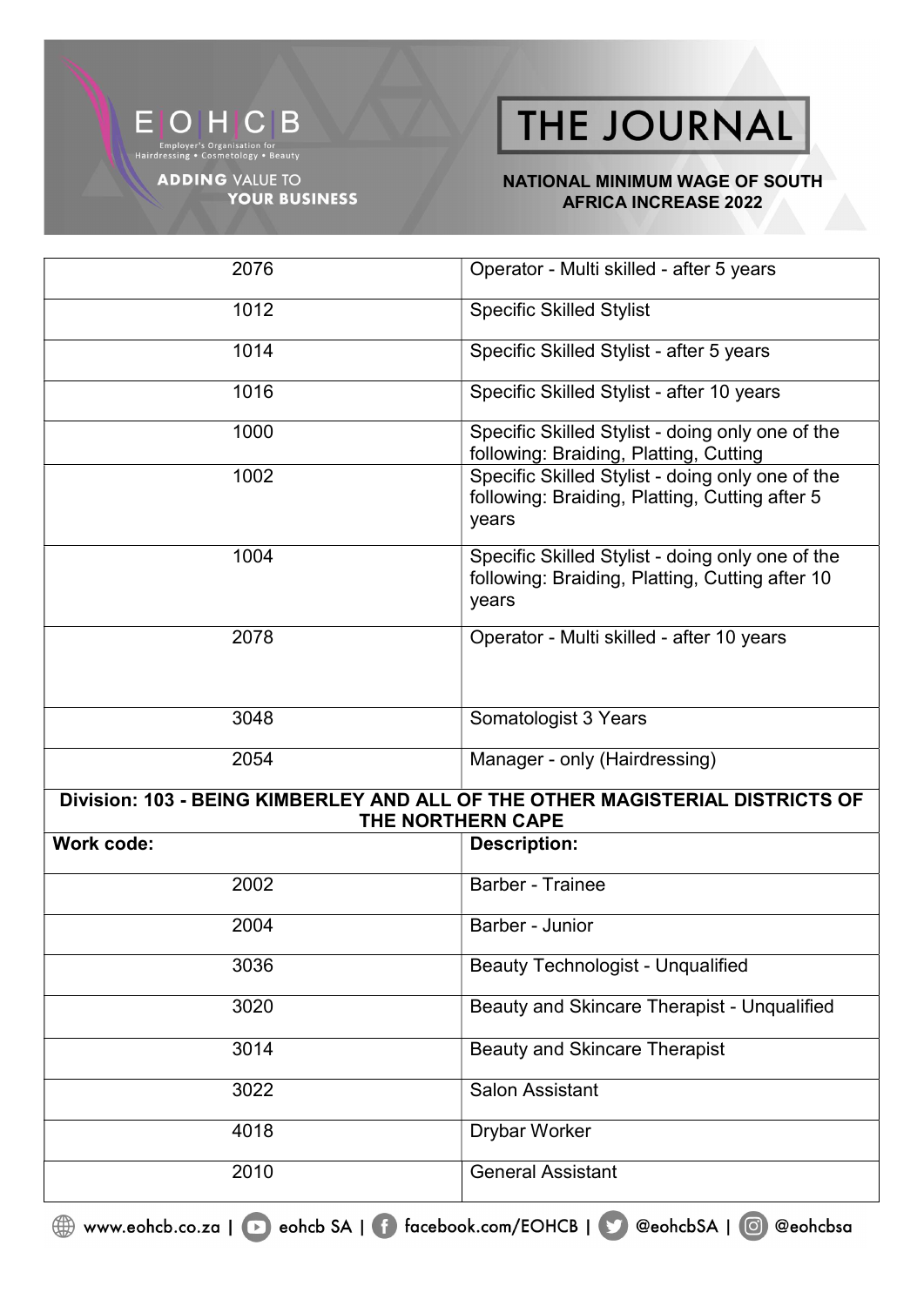| | |
|---|---|
| 2076 | Operator - Multi skilled - after 5 years |
| 1012 | Specific Skilled Stylist |
| 1014 | Specific Skilled Stylist - after 5 years |
| 1016 | Specific Skilled Stylist - after 10 years |
| 1000 | Specific Skilled Stylist - doing only one of the following: Braiding, Platting, Cutting |
| 1002 | Specific Skilled Stylist - doing only one of the following: Braiding, Platting, Cutting after 5 years |
| 1004 | Specific Skilled Stylist - doing only one of the following: Braiding, Platting, Cutting after 10 years |
| 2078 | Operator - Multi skilled - after 10 years |
| 3048 | Somatologist 3 Years |
| 2054 | Manager - only (Hairdressing) |

**Division: 103 - BEING KIMBERLEY AND ALL OF THE OTHER MAGISTERIAL DISTRICTS OF THE NORTHERN CAPE**

| Work code: | Description: |
|---|---|
| 2002 | Barber - Trainee |
| 2004 | Barber - Junior |
| 3036 | Beauty Technologist - Unqualified |
| 3020 | Beauty and Skincare Therapist - Unqualified |
| 3014 | Beauty and Skincare Therapist |
| 3022 | Salon Assistant |
| 4018 | Drybar Worker |
| 2010 | General Assistant |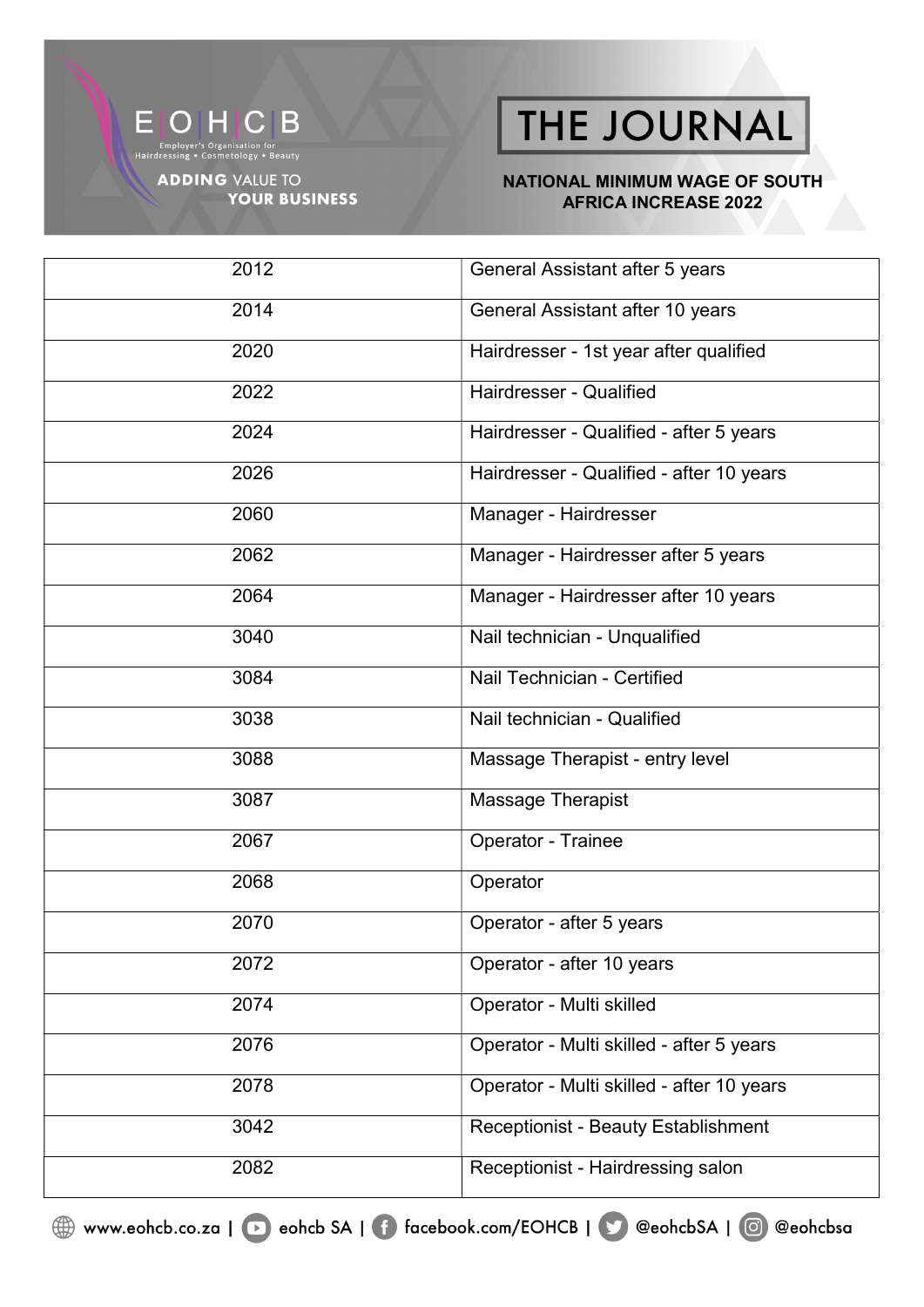| 2012 | General Assistant after 5 years |
|---|---|
| 2014 | General Assistant after 10 years |
| 2020 | Hairdresser - 1st year after qualified |
| 2022 | Hairdresser - Qualified |
| 2024 | Hairdresser - Qualified - after 5 years |
| 2026 | Hairdresser - Qualified - after 10 years |
| 2060 | Manager - Hairdresser |
| 2062 | Manager - Hairdresser after 5 years |
| 2064 | Manager - Hairdresser after 10 years |
| 3040 | Nail technician - Unqualified |
| 3084 | Nail Technician - Certified |
| 3038 | Nail technician - Qualified |
| 3088 | Massage Therapist - entry level |
| 3087 | Massage Therapist |
| 2067 | Operator - Trainee |
| 2068 | Operator |
| 2070 | Operator - after 5 years |
| 2072 | Operator - after 10 years |
| 2074 | Operator - Multi skilled |
| 2076 | Operator - Multi skilled - after 5 years |
| 2078 | Operator - Multi skilled - after 10 years |
| 3042 | Receptionist - Beauty Establishment |
| 2082 | Receptionist - Hairdressing salon |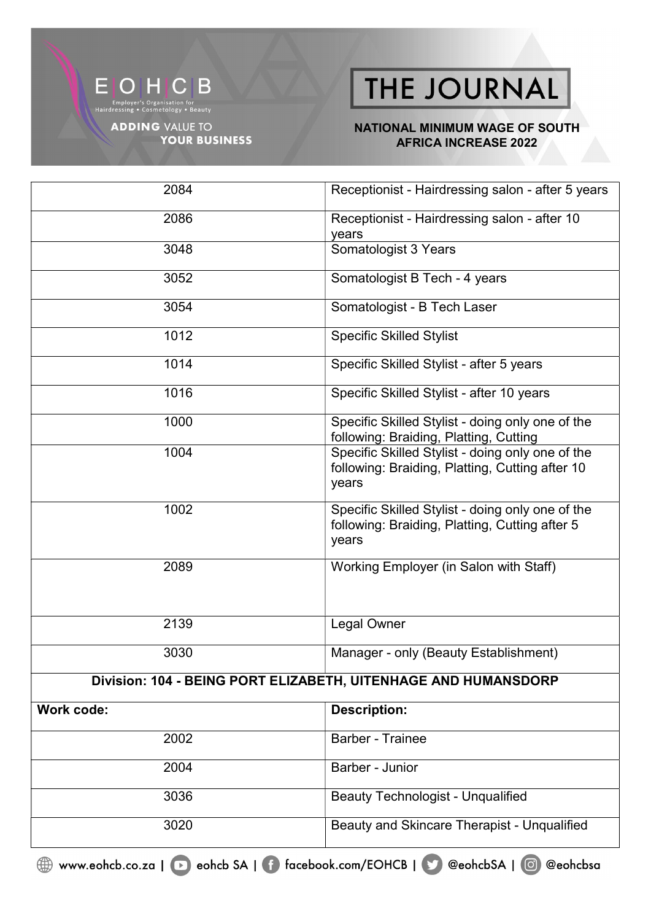| | |
|---|---|
| 2084 | Receptionist - Hairdressing salon - after 5 years |
| 2086 | Receptionist - Hairdressing salon - after 10 years |
| 3048 | Somatologist 3 Years |
| 3052 | Somatologist B Tech - 4 years |
| 3054 | Somatologist - B Tech Laser |
| 1012 | Specific Skilled Stylist |
| 1014 | Specific Skilled Stylist - after 5 years |
| 1016 | Specific Skilled Stylist - after 10 years |
| 1000 | Specific Skilled Stylist - doing only one of the following: Braiding, Platting, Cutting |
| 1004 | Specific Skilled Stylist - doing only one of the following: Braiding, Platting, Cutting after 10 years |
| 1002 | Specific Skilled Stylist - doing only one of the following: Braiding, Platting, Cutting after 5 years |
| 2089 | Working Employer (in Salon with Staff) |
| 2139 | Legal Owner |
| 3030 | Manager - only (Beauty Establishment) |
| **Division: 104 - BEING PORT ELIZABETH, UITENHAGE AND HUMANSDORP** | |
| **Work code:** | **Description:** |
| 2002 | Barber - Trainee |
| 2004 | Barber - Junior |
| 3036 | Beauty Technologist - Unqualified |
| 3020 | Beauty and Skincare Therapist - Unqualified |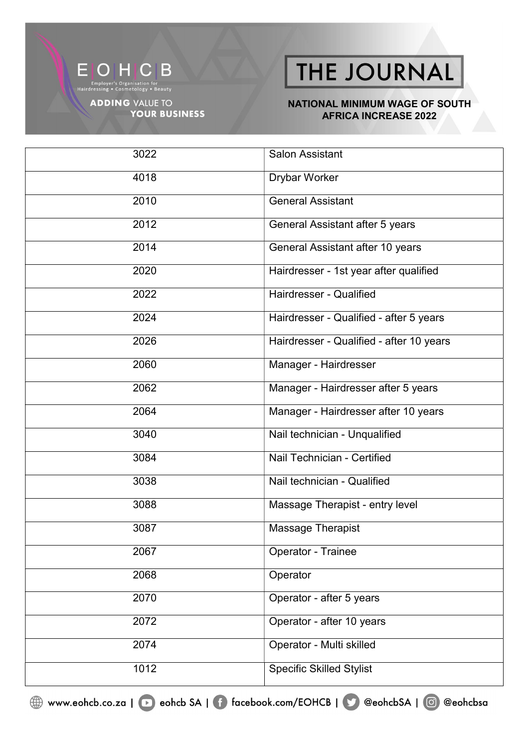| 3022 | Salon Assistant |
| --- | --- |
| 4018 | Drybar Worker |
| 2010 | General Assistant |
| 2012 | General Assistant after 5 years |
| 2014 | General Assistant after 10 years |
| 2020 | Hairdresser - 1st year after qualified |
| 2022 | Hairdresser - Qualified |
| 2024 | Hairdresser - Qualified - after 5 years |
| 2026 | Hairdresser - Qualified - after 10 years |
| 2060 | Manager - Hairdresser |
| 2062 | Manager - Hairdresser after 5 years |
| 2064 | Manager - Hairdresser after 10 years |
| 3040 | Nail technician - Unqualified |
| 3084 | Nail Technician - Certified |
| 3038 | Nail technician - Qualified |
| 3088 | Massage Therapist - entry level |
| 3087 | Massage Therapist |
| 2067 | Operator - Trainee |
| 2068 | Operator |
| 2070 | Operator - after 5 years |
| 2072 | Operator - after 10 years |
| 2074 | Operator - Multi skilled |
| 1012 | Specific Skilled Stylist |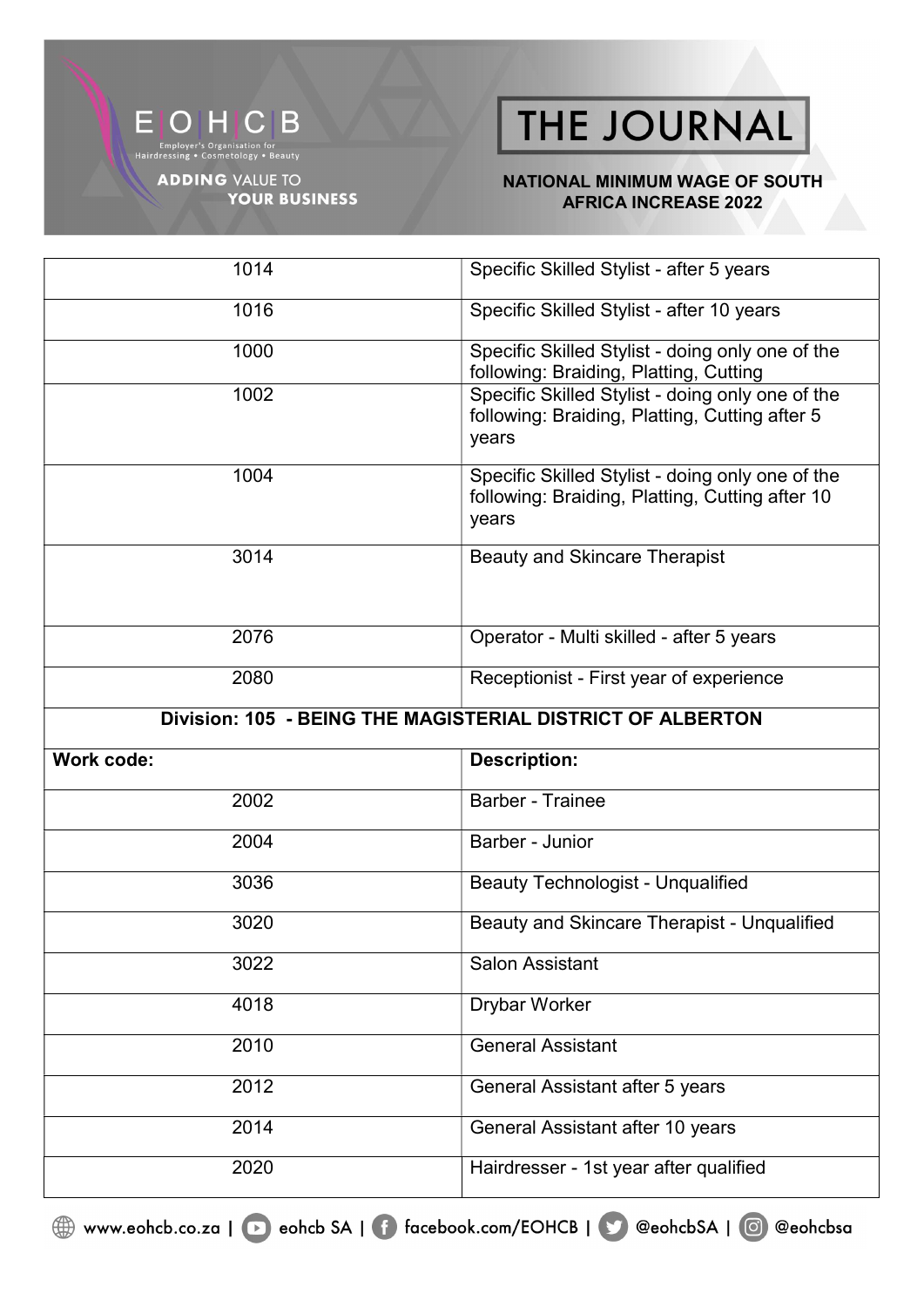| | |
|---|---|
| 1014 | Specific Skilled Stylist - after 5 years |
| 1016 | Specific Skilled Stylist - after 10 years |
| 1000 | Specific Skilled Stylist - doing only one of the following: Braiding, Platting, Cutting |
| 1002 | Specific Skilled Stylist - doing only one of the following: Braiding, Platting, Cutting after 5 years |
| 1004 | Specific Skilled Stylist - doing only one of the following: Braiding, Platting, Cutting after 10 years |
| 3014 | Beauty and Skincare Therapist |
| 2076 | Operator - Multi skilled - after 5 years |
| 2080 | Receptionist - First year of experience |
| **Division: 105 - BEING THE MAGISTERIAL DISTRICT OF ALBERTON** | |
| **Work code:** | **Description:** |
| 2002 | Barber - Trainee |
| 2004 | Barber - Junior |
| 3036 | Beauty Technologist - Unqualified |
| 3020 | Beauty and Skincare Therapist - Unqualified |
| 3022 | Salon Assistant |
| 4018 | Drybar Worker |
| 2010 | General Assistant |
| 2012 | General Assistant after 5 years |
| 2014 | General Assistant after 10 years |
| 2020 | Hairdresser - 1st year after qualified |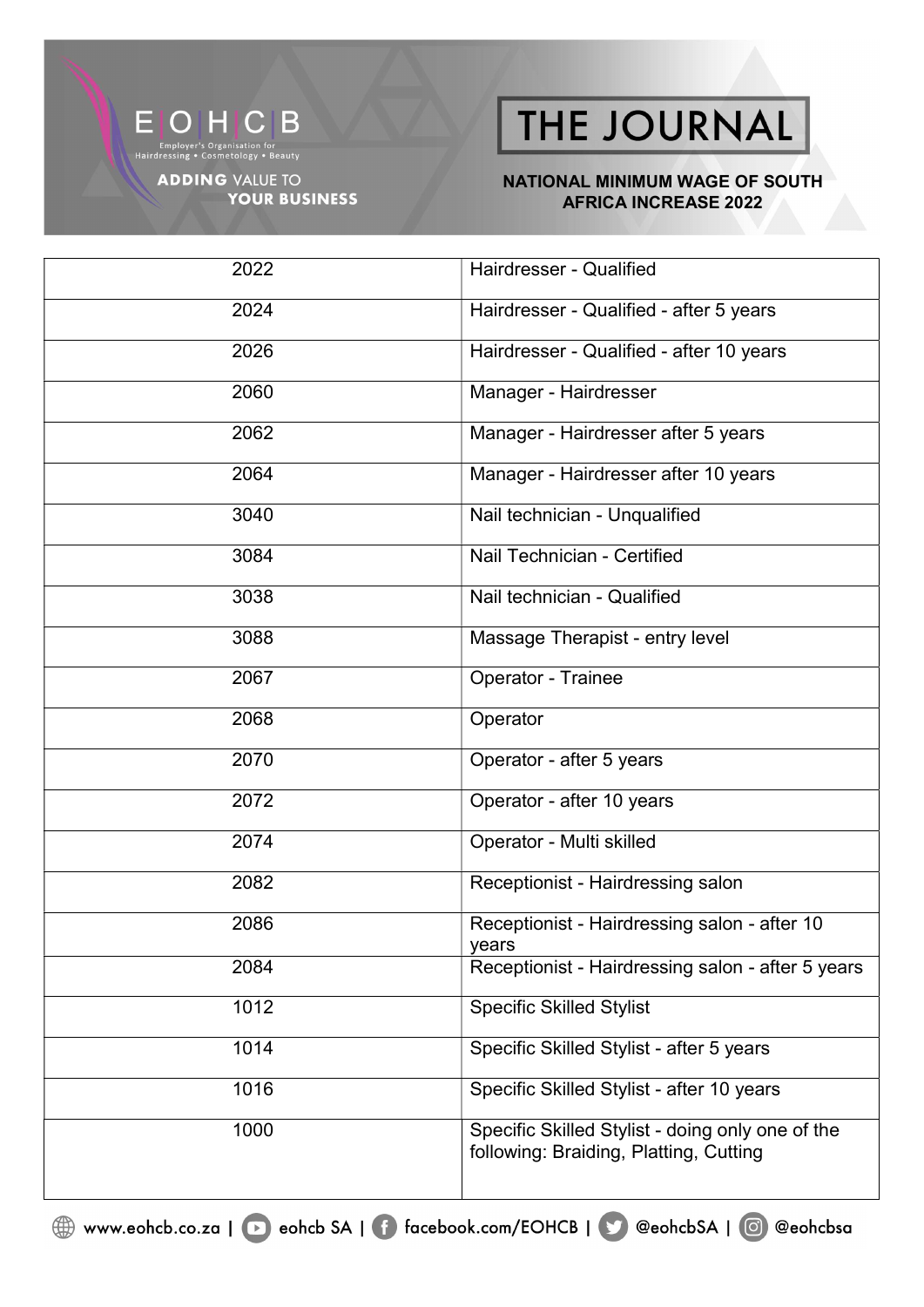| 2022 | Hairdresser - Qualified |
|---|---|
| 2024 | Hairdresser - Qualified - after 5 years |
| 2026 | Hairdresser - Qualified - after 10 years |
| 2060 | Manager - Hairdresser |
| 2062 | Manager - Hairdresser after 5 years |
| 2064 | Manager - Hairdresser after 10 years |
| 3040 | Nail technician - Unqualified |
| 3084 | Nail Technician - Certified |
| 3038 | Nail technician - Qualified |
| 3088 | Massage Therapist - entry level |
| 2067 | Operator - Trainee |
| 2068 | Operator |
| 2070 | Operator - after 5 years |
| 2072 | Operator - after 10 years |
| 2074 | Operator - Multi skilled |
| 2082 | Receptionist - Hairdressing salon |
| 2086 | Receptionist - Hairdressing salon - after 10 years |
| 2084 | Receptionist - Hairdressing salon - after 5 years |
| 1012 | Specific Skilled Stylist |
| 1014 | Specific Skilled Stylist - after 5 years |
| 1016 | Specific Skilled Stylist - after 10 years |
| 1000 | Specific Skilled Stylist - doing only one of the following: Braiding, Platting, Cutting |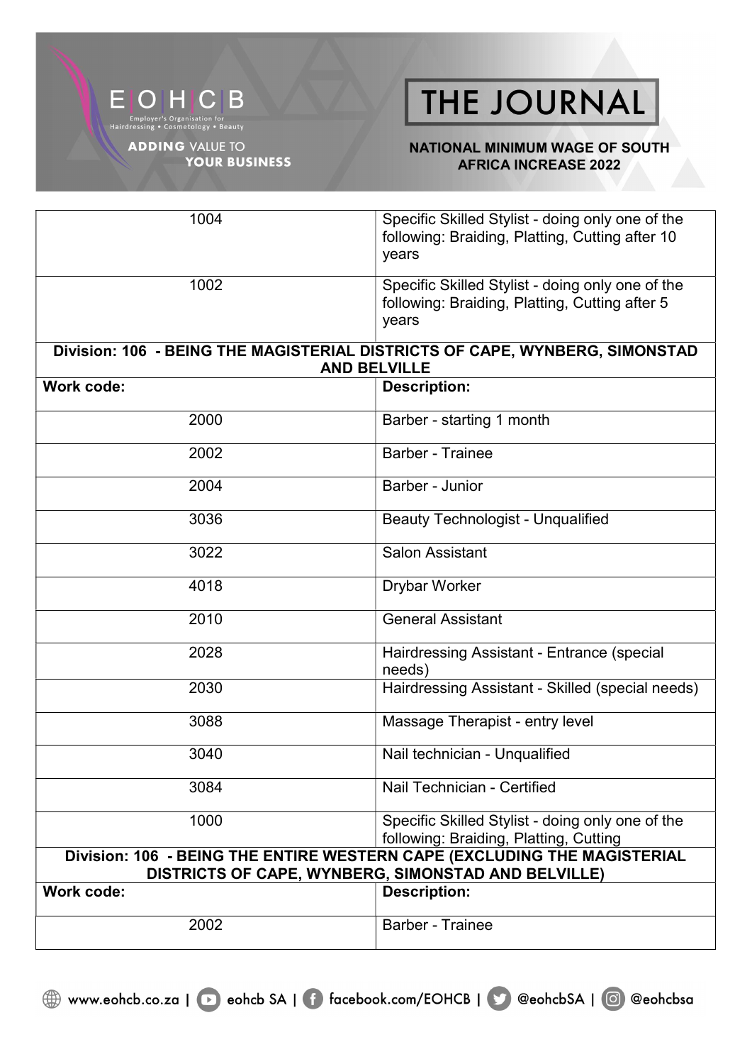| | |
|---|---|
| 1004 | Specific Skilled Stylist - doing only one of the following: Braiding, Platting, Cutting after 10 years |
| 1002 | Specific Skilled Stylist - doing only one of the following: Braiding, Platting, Cutting after 5 years |
| **Division: 106 - BEING THE MAGISTERIAL DISTRICTS OF CAPE, WYNBERG, SIMONSTAD AND BELVILLE** | |
| **Work code:** | **Description:** |
| 2000 | Barber - starting 1 month |
| 2002 | Barber - Trainee |
| 2004 | Barber - Junior |
| 3036 | Beauty Technologist - Unqualified |
| 3022 | Salon Assistant |
| 4018 | Drybar Worker |
| 2010 | General Assistant |
| 2028 | Hairdressing Assistant - Entrance (special needs) |
| 2030 | Hairdressing Assistant - Skilled (special needs) |
| 3088 | Massage Therapist - entry level |
| 3040 | Nail technician - Unqualified |
| 3084 | Nail Technician - Certified |
| 1000 | Specific Skilled Stylist - doing only one of the following: Braiding, Platting, Cutting |
| **Division: 106 - BEING THE ENTIRE WESTERN CAPE (EXCLUDING THE MAGISTERIAL DISTRICTS OF CAPE, WYNBERG, SIMONSTAD AND BELVILLE)** | |
| **Work code:** | **Description:** |
| 2002 | Barber - Trainee |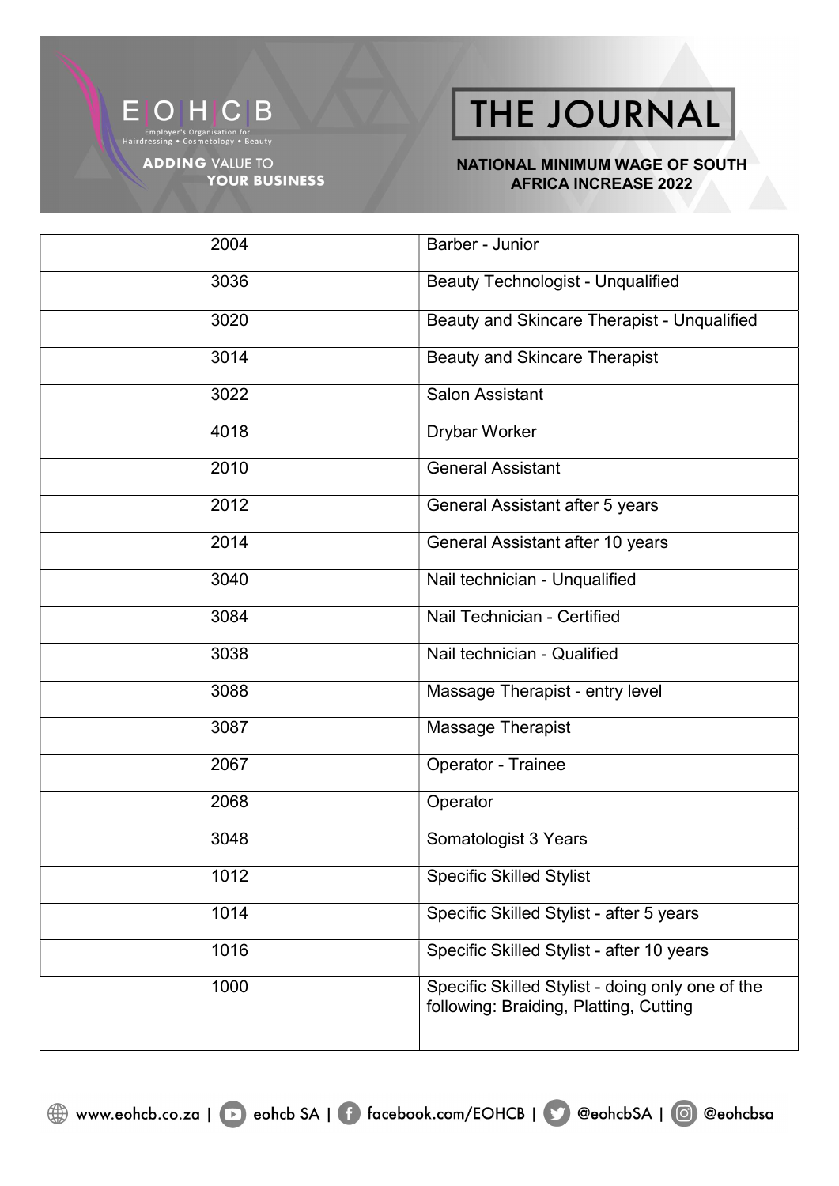| 2004 | Barber - Junior |
|---|---|
| 3036 | Beauty Technologist - Unqualified |
| 3020 | Beauty and Skincare Therapist - Unqualified |
| 3014 | Beauty and Skincare Therapist |
| 3022 | Salon Assistant |
| 4018 | Drybar Worker |
| 2010 | General Assistant |
| 2012 | General Assistant after 5 years |
| 2014 | General Assistant after 10 years |
| 3040 | Nail technician - Unqualified |
| 3084 | Nail Technician - Certified |
| 3038 | Nail technician - Qualified |
| 3088 | Massage Therapist - entry level |
| 3087 | Massage Therapist |
| 2067 | Operator - Trainee |
| 2068 | Operator |
| 3048 | Somatologist 3 Years |
| 1012 | Specific Skilled Stylist |
| 1014 | Specific Skilled Stylist - after 5 years |
| 1016 | Specific Skilled Stylist - after 10 years |
| 1000 | Specific Skilled Stylist - doing only one of the following: Braiding, Platting, Cutting |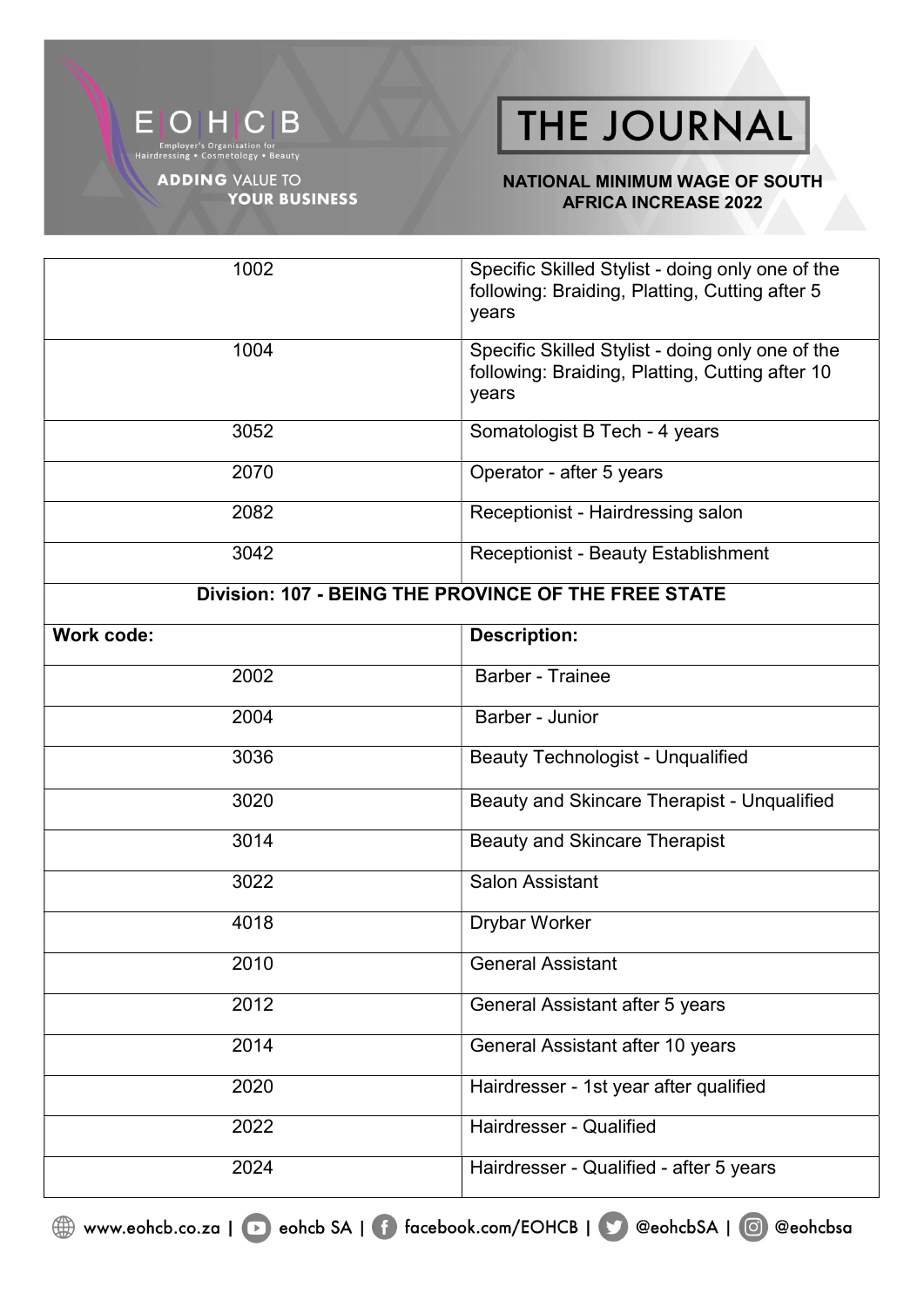| | |
|---|---|
| 1002 | Specific Skilled Stylist - doing only one of the following: Braiding, Platting, Cutting after 5 years |
| 1004 | Specific Skilled Stylist - doing only one of the following: Braiding, Platting, Cutting after 10 years |
| 3052 | Somatologist B Tech - 4 years |
| 2070 | Operator - after 5 years |
| 2082 | Receptionist - Hairdressing salon |
| 3042 | Receptionist - Beauty Establishment |

**Division: 107 - BEING THE PROVINCE OF THE FREE STATE**

| **Work code:** | **Description:** |
|---|---|
| 2002 | Barber - Trainee |
| 2004 | Barber - Junior |
| 3036 | Beauty Technologist - Unqualified |
| 3020 | Beauty and Skincare Therapist - Unqualified |
| 3014 | Beauty and Skincare Therapist |
| 3022 | Salon Assistant |
| 4018 | Drybar Worker |
| 2010 | General Assistant |
| 2012 | General Assistant after 5 years |
| 2014 | General Assistant after 10 years |
| 2020 | Hairdresser - 1st year after qualified |
| 2022 | Hairdresser - Qualified |
| 2024 | Hairdresser - Qualified - after 5 years |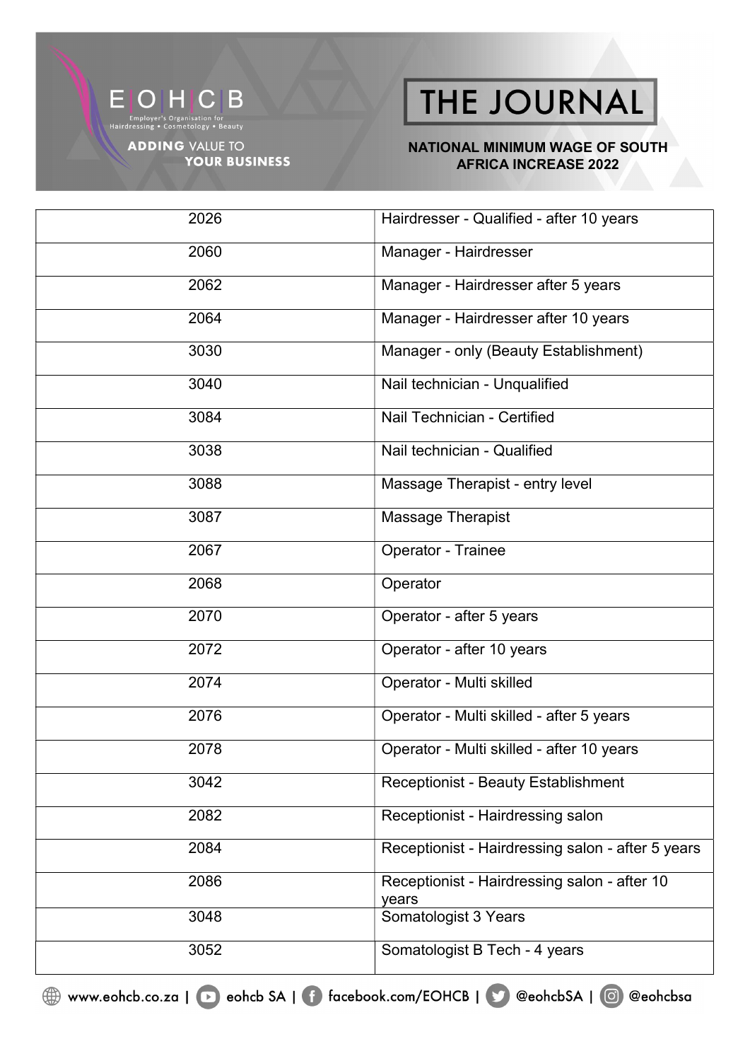| | |
|---|---|
| 2026 | Hairdresser - Qualified - after 10 years |
| 2060 | Manager - Hairdresser |
| 2062 | Manager - Hairdresser after 5 years |
| 2064 | Manager - Hairdresser after 10 years |
| 3030 | Manager - only (Beauty Establishment) |
| 3040 | Nail technician - Unqualified |
| 3084 | Nail Technician - Certified |
| 3038 | Nail technician - Qualified |
| 3088 | Massage Therapist - entry level |
| 3087 | Massage Therapist |
| 2067 | Operator - Trainee |
| 2068 | Operator |
| 2070 | Operator - after 5 years |
| 2072 | Operator - after 10 years |
| 2074 | Operator - Multi skilled |
| 2076 | Operator - Multi skilled - after 5 years |
| 2078 | Operator - Multi skilled - after 10 years |
| 3042 | Receptionist - Beauty Establishment |
| 2082 | Receptionist - Hairdressing salon |
| 2084 | Receptionist - Hairdressing salon - after 5 years |
| 2086 | Receptionist - Hairdressing salon - after 10 years |
| 3048 | Somatologist 3 Years |
| 3052 | Somatologist B Tech - 4 years |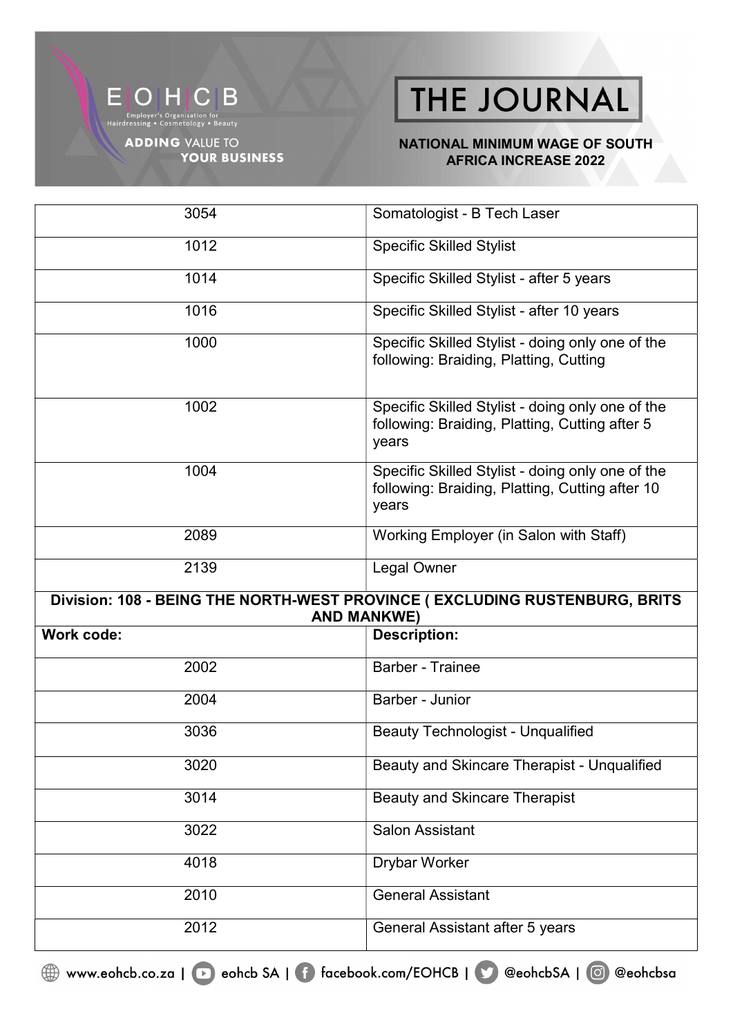| | |
|---|---|
| 3054 | Somatologist - B Tech Laser |
| 1012 | Specific Skilled Stylist |
| 1014 | Specific Skilled Stylist - after 5 years |
| 1016 | Specific Skilled Stylist - after 10 years |
| 1000 | Specific Skilled Stylist - doing only one of the following: Braiding, Platting, Cutting |
| 1002 | Specific Skilled Stylist - doing only one of the following: Braiding, Platting, Cutting after 5 years |
| 1004 | Specific Skilled Stylist - doing only one of the following: Braiding, Platting, Cutting after 10 years |
| 2089 | Working Employer (in Salon with Staff) |
| 2139 | Legal Owner |

**Division: 108 - BEING THE NORTH-WEST PROVINCE ( EXCLUDING RUSTENBURG, BRITS AND MANKWE)**

| **Work code:** | **Description:** |
|---|---|
| 2002 | Barber - Trainee |
| 2004 | Barber - Junior |
| 3036 | Beauty Technologist - Unqualified |
| 3020 | Beauty and Skincare Therapist - Unqualified |
| 3014 | Beauty and Skincare Therapist |
| 3022 | Salon Assistant |
| 4018 | Drybar Worker |
| 2010 | General Assistant |
| 2012 | General Assistant after 5 years |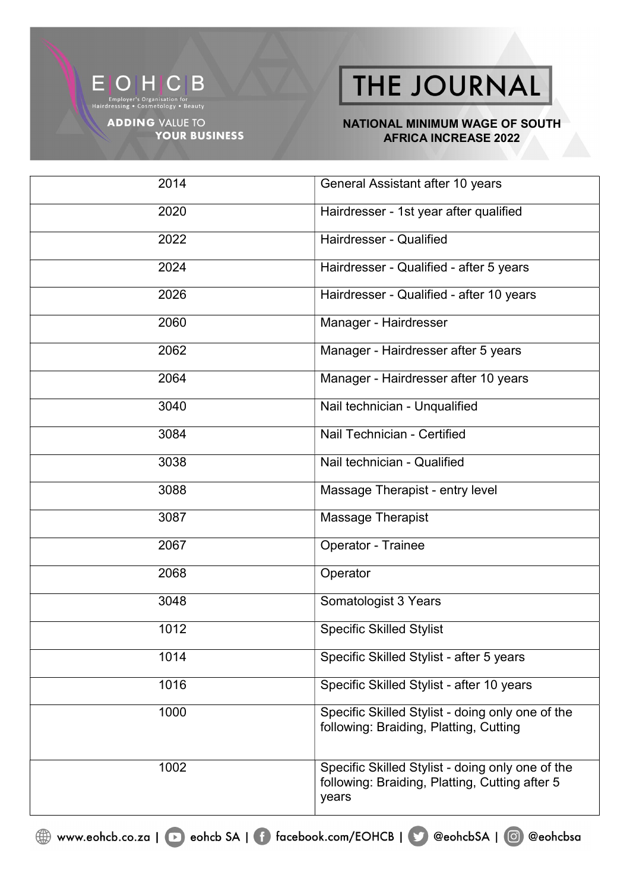| | |
|---|---|
| 2014 | General Assistant after 10 years |
| 2020 | Hairdresser - 1st year after qualified |
| 2022 | Hairdresser - Qualified |
| 2024 | Hairdresser - Qualified - after 5 years |
| 2026 | Hairdresser - Qualified - after 10 years |
| 2060 | Manager - Hairdresser |
| 2062 | Manager - Hairdresser after 5 years |
| 2064 | Manager - Hairdresser after 10 years |
| 3040 | Nail technician - Unqualified |
| 3084 | Nail Technician - Certified |
| 3038 | Nail technician - Qualified |
| 3088 | Massage Therapist - entry level |
| 3087 | Massage Therapist |
| 2067 | Operator - Trainee |
| 2068 | Operator |
| 3048 | Somatologist 3 Years |
| 1012 | Specific Skilled Stylist |
| 1014 | Specific Skilled Stylist - after 5 years |
| 1016 | Specific Skilled Stylist - after 10 years |
| 1000 | Specific Skilled Stylist - doing only one of the following: Braiding, Platting, Cutting |
| 1002 | Specific Skilled Stylist - doing only one of the following: Braiding, Platting, Cutting after 5 years |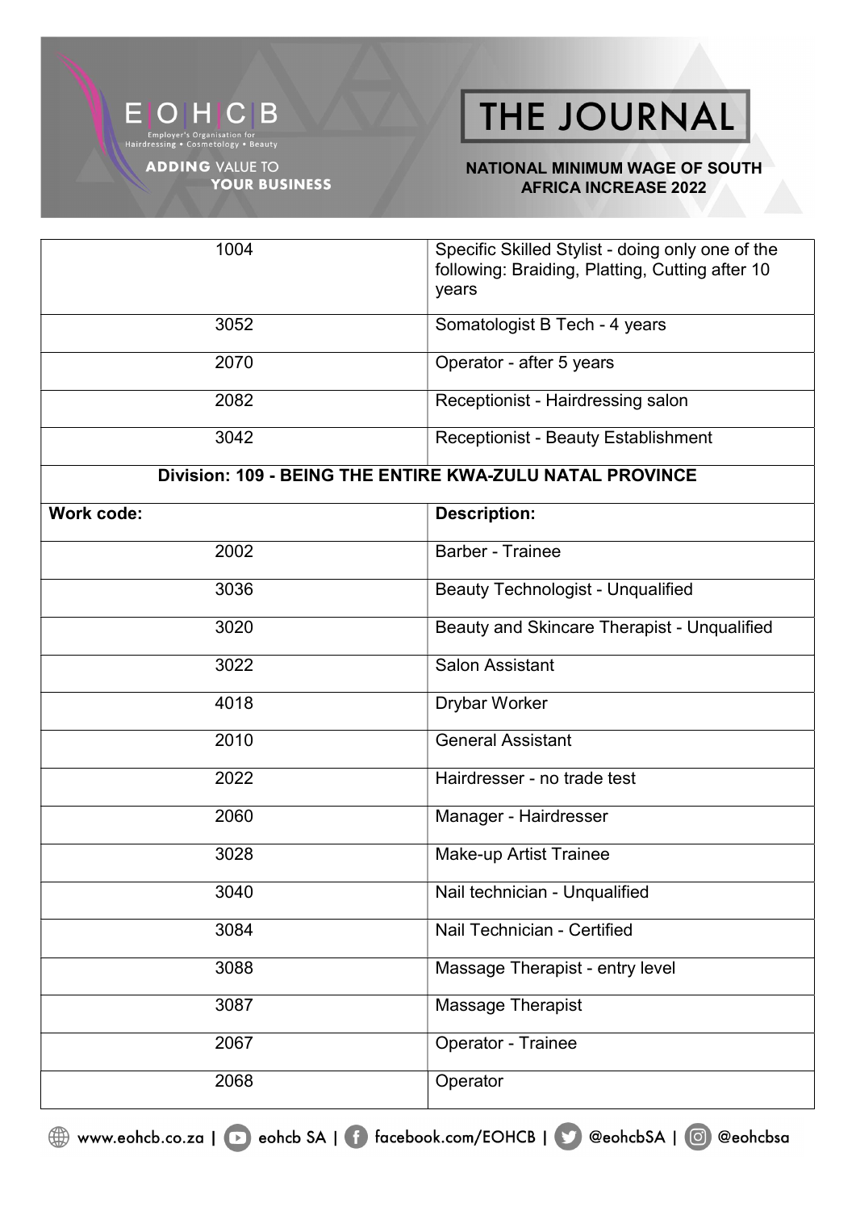| | |
|---|---|
| 1004 | Specific Skilled Stylist - doing only one of the following: Braiding, Platting, Cutting after 10 years |
| 3052 | Somatologist B Tech - 4 years |
| 2070 | Operator - after 5 years |
| 2082 | Receptionist - Hairdressing salon |
| 3042 | Receptionist - Beauty Establishment |
| **Division: 109 - BEING THE ENTIRE KWA-ZULU NATAL PROVINCE** | |
| **Work code:** | **Description:** |
| 2002 | Barber - Trainee |
| 3036 | Beauty Technologist - Unqualified |
| 3020 | Beauty and Skincare Therapist - Unqualified |
| 3022 | Salon Assistant |
| 4018 | Drybar Worker |
| 2010 | General Assistant |
| 2022 | Hairdresser - no trade test |
| 2060 | Manager - Hairdresser |
| 3028 | Make-up Artist Trainee |
| 3040 | Nail technician - Unqualified |
| 3084 | Nail Technician - Certified |
| 3088 | Massage Therapist - entry level |
| 3087 | Massage Therapist |
| 2067 | Operator - Trainee |
| 2068 | Operator |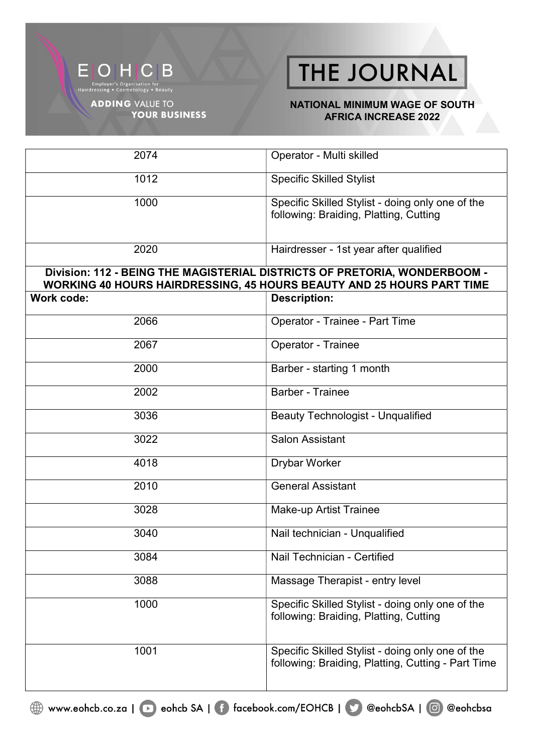| | |
|---|---|
| 2074 | Operator - Multi skilled |
| 1012 | Specific Skilled Stylist |
| 1000 | Specific Skilled Stylist - doing only one of the following: Braiding, Platting, Cutting |
| 2020 | Hairdresser - 1st year after qualified |

**Division: 112 - BEING THE MAGISTERIAL DISTRICTS OF PRETORIA, WONDERBOOM - WORKING 40 HOURS HAIRDRESSING, 45 HOURS BEAUTY AND 25 HOURS PART TIME**

| Work code: | Description: |
|---|---|
| 2066 | Operator - Trainee - Part Time |
| 2067 | Operator - Trainee |
| 2000 | Barber - starting 1 month |
| 2002 | Barber - Trainee |
| 3036 | Beauty Technologist - Unqualified |
| 3022 | Salon Assistant |
| 4018 | Drybar Worker |
| 2010 | General Assistant |
| 3028 | Make-up Artist Trainee |
| 3040 | Nail technician - Unqualified |
| 3084 | Nail Technician - Certified |
| 3088 | Massage Therapist - entry level |
| 1000 | Specific Skilled Stylist - doing only one of the following: Braiding, Platting, Cutting |
| 1001 | Specific Skilled Stylist - doing only one of the following: Braiding, Platting, Cutting - Part Time |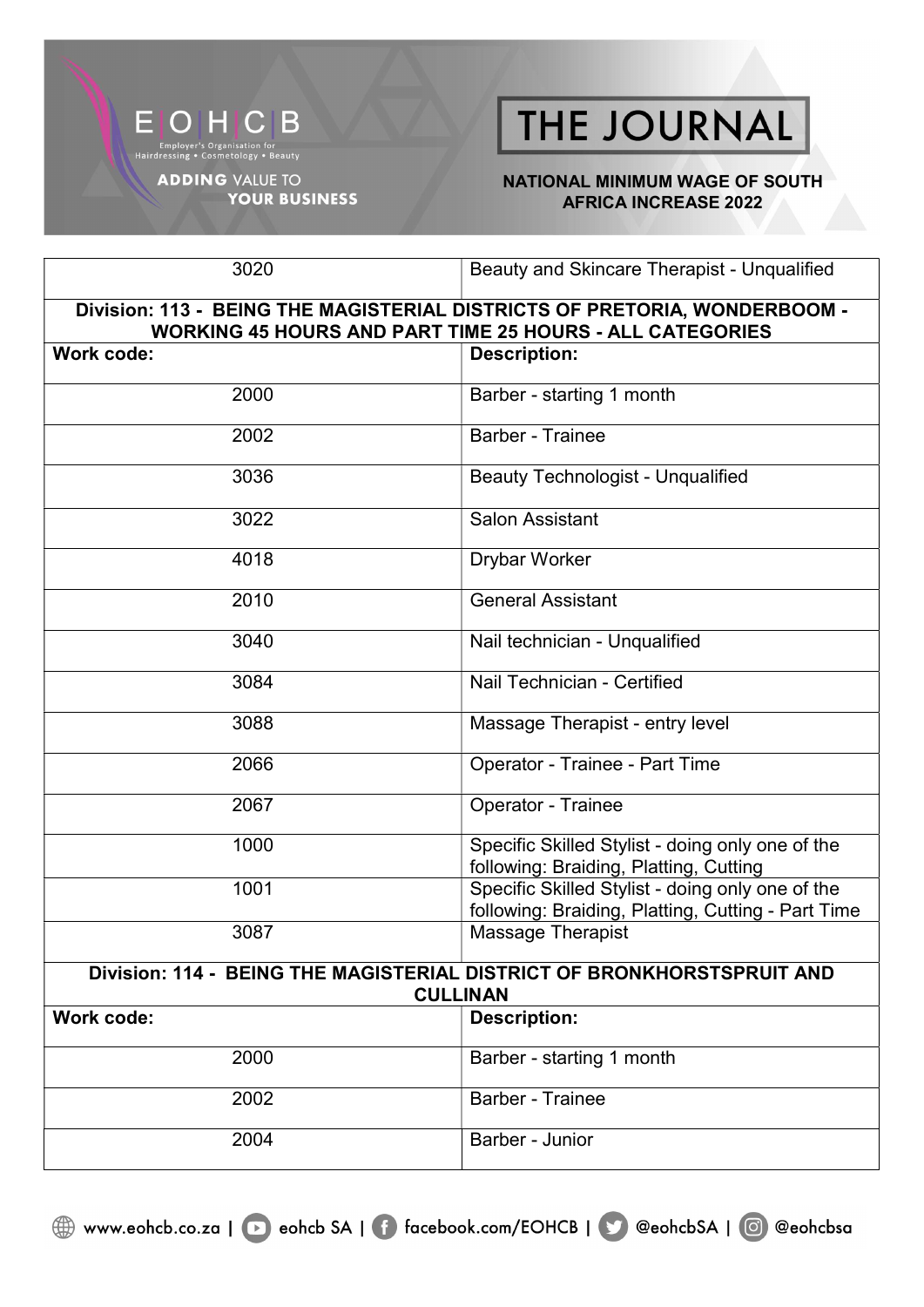| | |
|---|---|
| 3020 | Beauty and Skincare Therapist - Unqualified |
| **Division: 113 - BEING THE MAGISTERIAL DISTRICTS OF PRETORIA, WONDERBOOM - WORKING 45 HOURS AND PART TIME 25 HOURS - ALL CATEGORIES** | |
| **Work code:** | **Description:** |
| 2000 | Barber - starting 1 month |
| 2002 | Barber - Trainee |
| 3036 | Beauty Technologist - Unqualified |
| 3022 | Salon Assistant |
| 4018 | Drybar Worker |
| 2010 | General Assistant |
| 3040 | Nail technician - Unqualified |
| 3084 | Nail Technician - Certified |
| 3088 | Massage Therapist - entry level |
| 2066 | Operator - Trainee - Part Time |
| 2067 | Operator - Trainee |
| 1000 | Specific Skilled Stylist - doing only one of the following: Braiding, Platting, Cutting |
| 1001 | Specific Skilled Stylist - doing only one of the following: Braiding, Platting, Cutting - Part Time |
| 3087 | Massage Therapist |
| **Division: 114 - BEING THE MAGISTERIAL DISTRICT OF BRONKHORSTSPRUIT AND CULLINAN** | |
| **Work code:** | **Description:** |
| 2000 | Barber - starting 1 month |
| 2002 | Barber - Trainee |
| 2004 | Barber - Junior |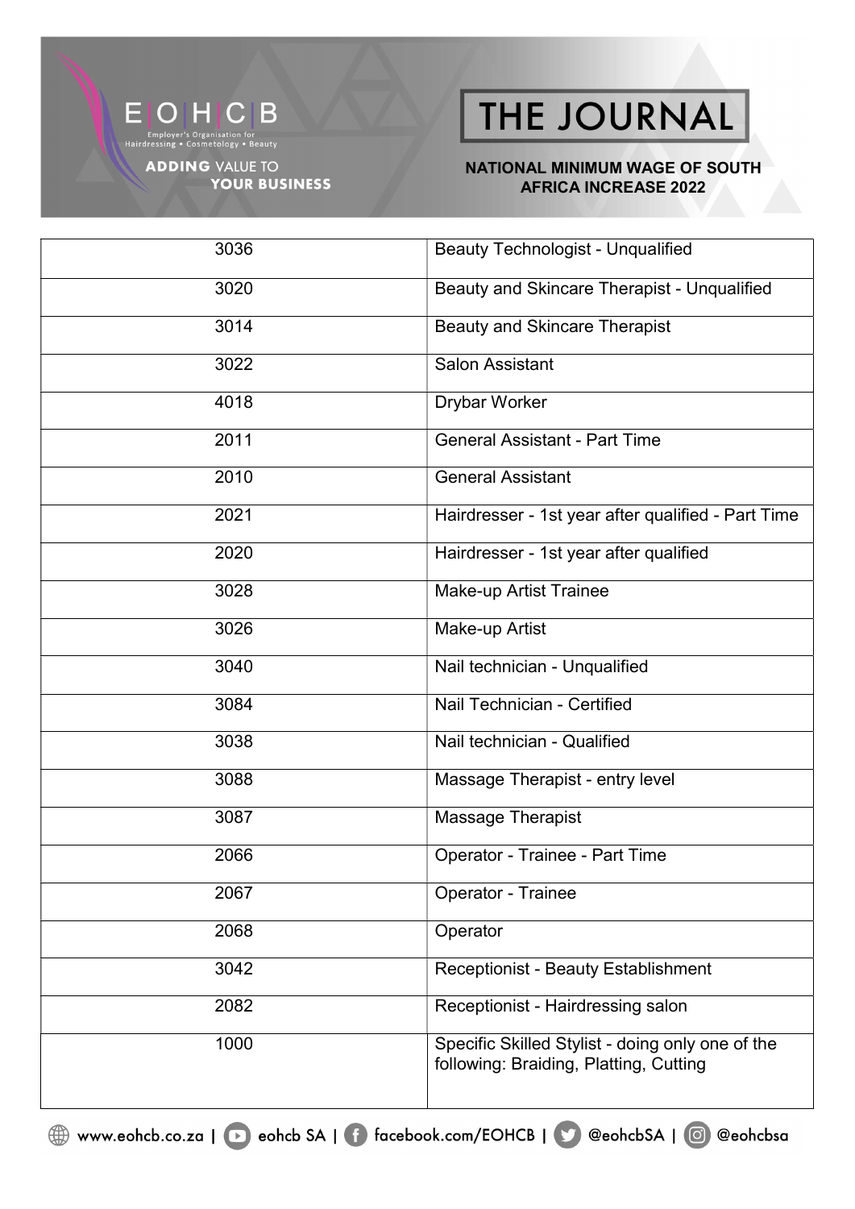| 3036 | Beauty Technologist - Unqualified |
|---|---|
| 3020 | Beauty and Skincare Therapist - Unqualified |
| 3014 | Beauty and Skincare Therapist |
| 3022 | Salon Assistant |
| 4018 | Drybar Worker |
| 2011 | General Assistant - Part Time |
| 2010 | General Assistant |
| 2021 | Hairdresser - 1st year after qualified - Part Time |
| 2020 | Hairdresser - 1st year after qualified |
| 3028 | Make-up Artist Trainee |
| 3026 | Make-up Artist |
| 3040 | Nail technician - Unqualified |
| 3084 | Nail Technician - Certified |
| 3038 | Nail technician - Qualified |
| 3088 | Massage Therapist - entry level |
| 3087 | Massage Therapist |
| 2066 | Operator - Trainee - Part Time |
| 2067 | Operator - Trainee |
| 2068 | Operator |
| 3042 | Receptionist - Beauty Establishment |
| 2082 | Receptionist - Hairdressing salon |
| 1000 | Specific Skilled Stylist - doing only one of the following: Braiding, Platting, Cutting |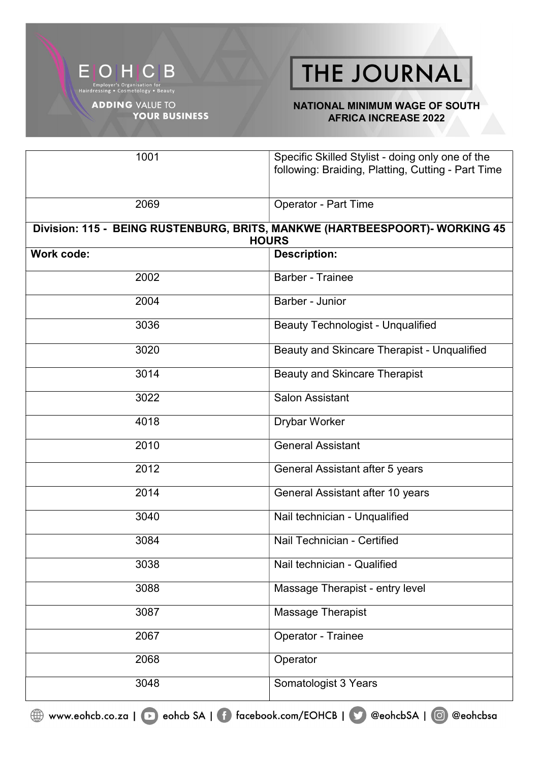| | |
|---|---|
| 1001 | Specific Skilled Stylist - doing only one of the following: Braiding, Platting, Cutting - Part Time |
| 2069 | Operator - Part Time |

**Division: 115 - BEING RUSTENBURG, BRITS, MANKWE (HARTBEESPOORT)- WORKING 45 HOURS**

| Work code: | Description: |
|---|---|
| 2002 | Barber - Trainee |
| 2004 | Barber - Junior |
| 3036 | Beauty Technologist - Unqualified |
| 3020 | Beauty and Skincare Therapist - Unqualified |
| 3014 | Beauty and Skincare Therapist |
| 3022 | Salon Assistant |
| 4018 | Drybar Worker |
| 2010 | General Assistant |
| 2012 | General Assistant after 5 years |
| 2014 | General Assistant after 10 years |
| 3040 | Nail technician - Unqualified |
| 3084 | Nail Technician - Certified |
| 3038 | Nail technician - Qualified |
| 3088 | Massage Therapist - entry level |
| 3087 | Massage Therapist |
| 2067 | Operator - Trainee |
| 2068 | Operator |
| 3048 | Somatologist 3 Years |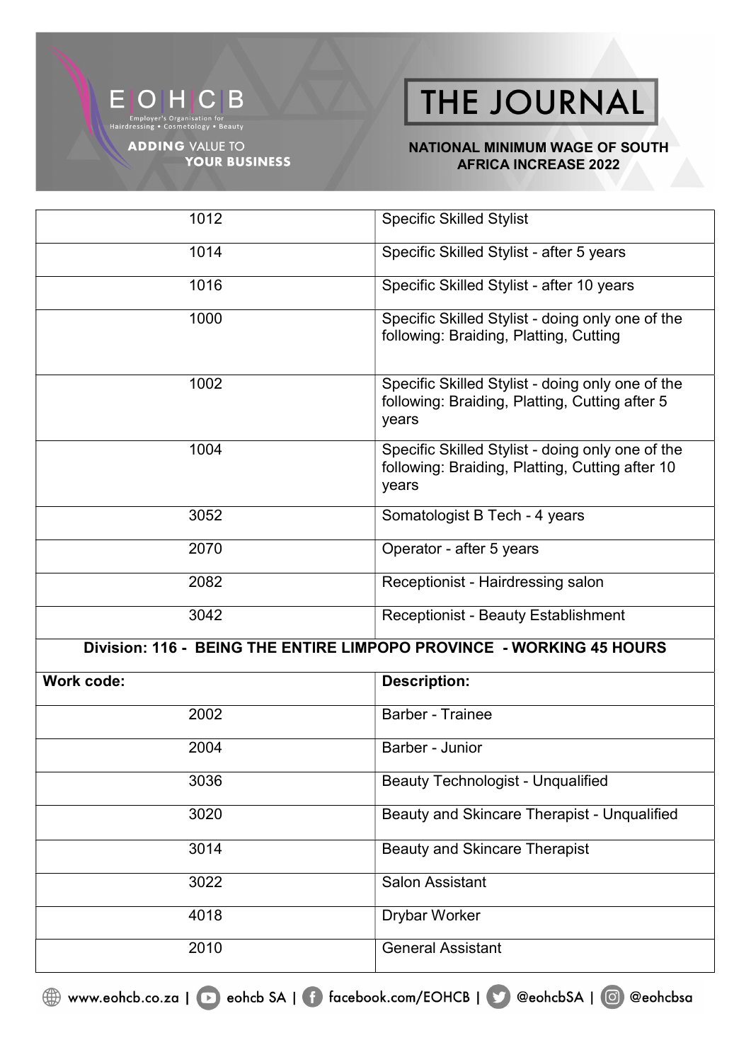| | |
|---|---|
| 1012 | Specific Skilled Stylist |
| 1014 | Specific Skilled Stylist - after 5 years |
| 1016 | Specific Skilled Stylist - after 10 years |
| 1000 | Specific Skilled Stylist - doing only one of the following: Braiding, Platting, Cutting |
| 1002 | Specific Skilled Stylist - doing only one of the following: Braiding, Platting, Cutting after 5 years |
| 1004 | Specific Skilled Stylist - doing only one of the following: Braiding, Platting, Cutting after 10 years |
| 3052 | Somatologist B Tech - 4 years |
| 2070 | Operator - after 5 years |
| 2082 | Receptionist - Hairdressing salon |
| 3042 | Receptionist - Beauty Establishment |

**Division: 116 - BEING THE ENTIRE LIMPOPO PROVINCE - WORKING 45 HOURS**

| **Work code:** | **Description:** |
|---|---|
| 2002 | Barber - Trainee |
| 2004 | Barber - Junior |
| 3036 | Beauty Technologist - Unqualified |
| 3020 | Beauty and Skincare Therapist - Unqualified |
| 3014 | Beauty and Skincare Therapist |
| 3022 | Salon Assistant |
| 4018 | Drybar Worker |
| 2010 | General Assistant |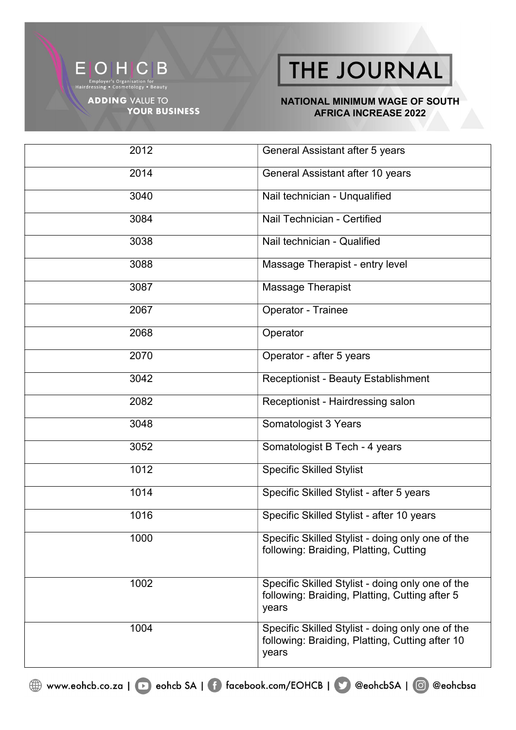| | |
|---|---|
| 2012 | General Assistant after 5 years |
| 2014 | General Assistant after 10 years |
| 3040 | Nail technician - Unqualified |
| 3084 | Nail Technician - Certified |
| 3038 | Nail technician - Qualified |
| 3088 | Massage Therapist - entry level |
| 3087 | Massage Therapist |
| 2067 | Operator - Trainee |
| 2068 | Operator |
| 2070 | Operator - after 5 years |
| 3042 | Receptionist - Beauty Establishment |
| 2082 | Receptionist - Hairdressing salon |
| 3048 | Somatologist 3 Years |
| 3052 | Somatologist B Tech - 4 years |
| 1012 | Specific Skilled Stylist |
| 1014 | Specific Skilled Stylist - after 5 years |
| 1016 | Specific Skilled Stylist - after 10 years |
| 1000 | Specific Skilled Stylist - doing only one of the following: Braiding, Platting, Cutting |
| 1002 | Specific Skilled Stylist - doing only one of the following: Braiding, Platting, Cutting after 5 years |
| 1004 | Specific Skilled Stylist - doing only one of the following: Braiding, Platting, Cutting after 10 years |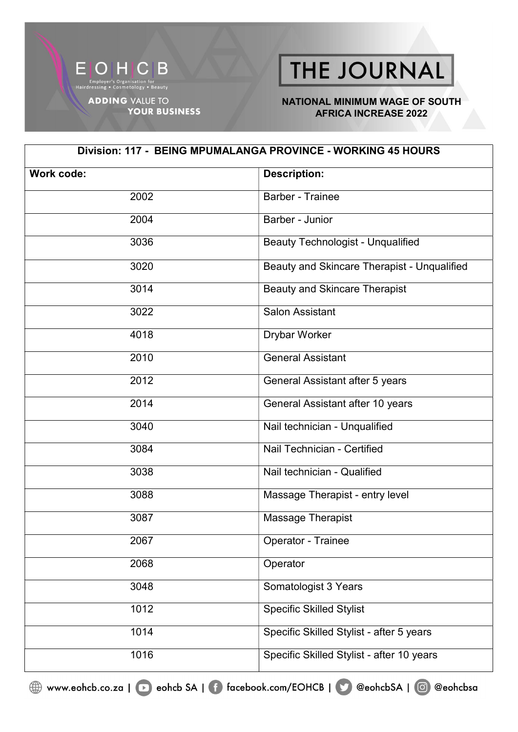| Division: 117 - BEING MPUMALANGA PROVINCE - WORKING 45 HOURS | |
|---|---|
| **Work code:** | **Description:** |
| 2002 | Barber - Trainee |
| 2004 | Barber - Junior |
| 3036 | Beauty Technologist - Unqualified |
| 3020 | Beauty and Skincare Therapist - Unqualified |
| 3014 | Beauty and Skincare Therapist |
| 3022 | Salon Assistant |
| 4018 | Drybar Worker |
| 2010 | General Assistant |
| 2012 | General Assistant after 5 years |
| 2014 | General Assistant after 10 years |
| 3040 | Nail technician - Unqualified |
| 3084 | Nail Technician - Certified |
| 3038 | Nail technician - Qualified |
| 3088 | Massage Therapist - entry level |
| 3087 | Massage Therapist |
| 2067 | Operator - Trainee |
| 2068 | Operator |
| 3048 | Somatologist 3 Years |
| 1012 | Specific Skilled Stylist |
| 1014 | Specific Skilled Stylist - after 5 years |
| 1016 | Specific Skilled Stylist - after 10 years |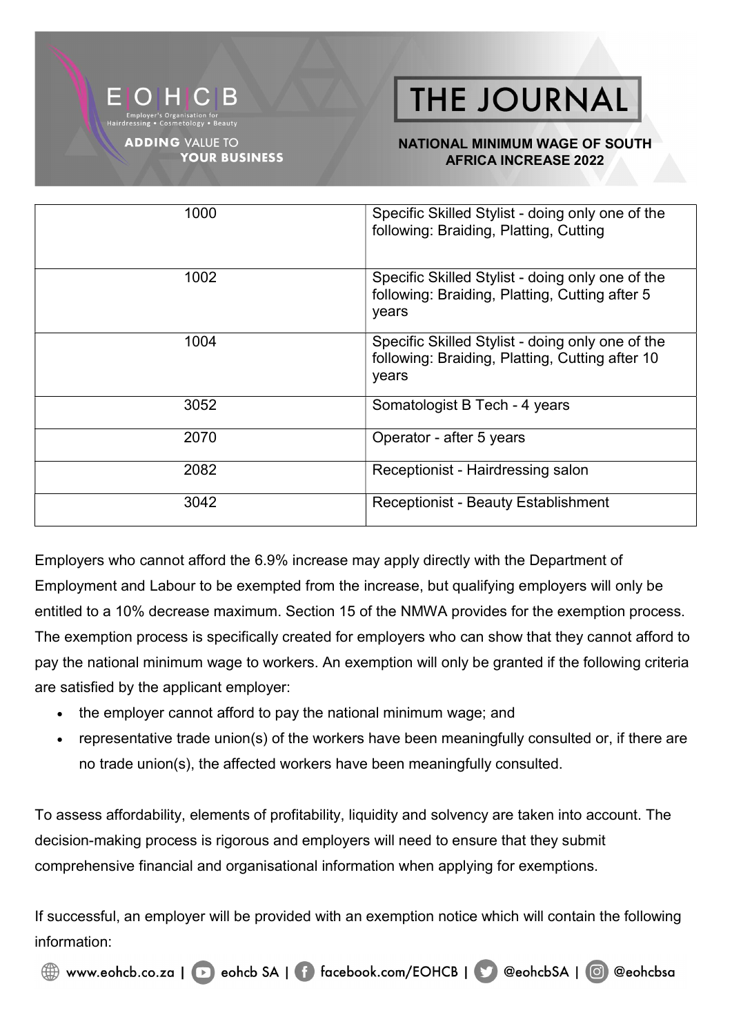| | |
|---|---|
| 1000 | Specific Skilled Stylist - doing only one of the following: Braiding, Platting, Cutting |
| 1002 | Specific Skilled Stylist - doing only one of the following: Braiding, Platting, Cutting after 5 years |
| 1004 | Specific Skilled Stylist - doing only one of the following: Braiding, Platting, Cutting after 10 years |
| 3052 | Somatologist B Tech - 4 years |
| 2070 | Operator - after 5 years |
| 2082 | Receptionist - Hairdressing salon |
| 3042 | Receptionist - Beauty Establishment |

Employers who cannot afford the 6.9% increase may apply directly with the Department of Employment and Labour to be exempted from the increase, but qualifying employers will only be entitled to a 10% decrease maximum. Section 15 of the NMWA provides for the exemption process. The exemption process is specifically created for employers who can show that they cannot afford to pay the national minimum wage to workers. An exemption will only be granted if the following criteria are satisfied by the applicant employer:

- the employer cannot afford to pay the national minimum wage; and
- representative trade union(s) of the workers have been meaningfully consulted or, if there are no trade union(s), the affected workers have been meaningfully consulted.

To assess affordability, elements of profitability, liquidity and solvency are taken into account. The decision-making process is rigorous and employers will need to ensure that they submit comprehensive financial and organisational information when applying for exemptions.

If successful, an employer will be provided with an exemption notice which will contain the following information: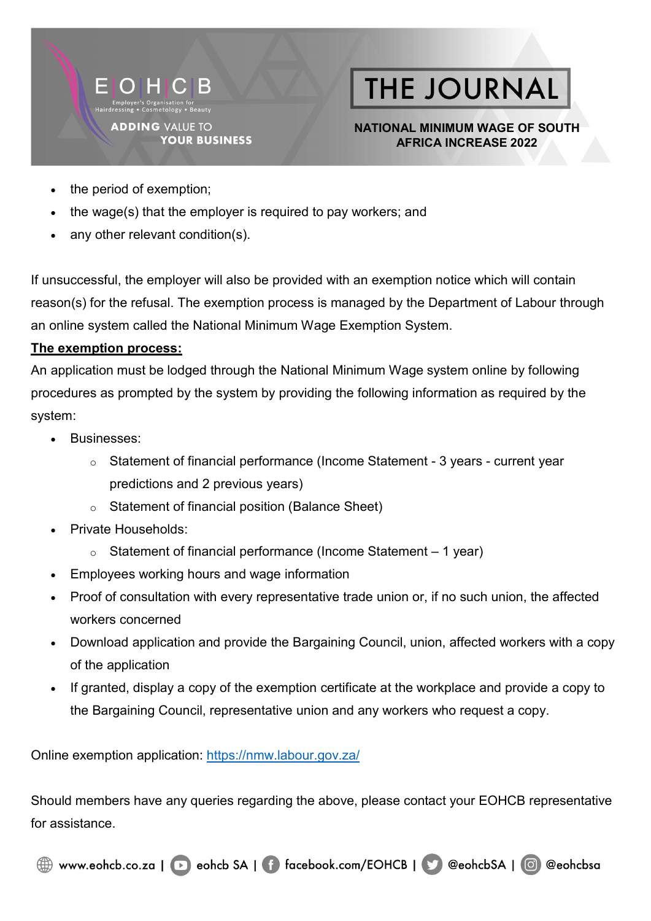- the period of exemption;
- the wage(s) that the employer is required to pay workers; and
- any other relevant condition(s).

If unsuccessful, the employer will also be provided with an exemption notice which will contain reason(s) for the refusal. The exemption process is managed by the Department of Labour through an online system called the National Minimum Wage Exemption System.

**The exemption process:**

An application must be lodged through the National Minimum Wage system online by following procedures as prompted by the system by providing the following information as required by the system:

- Businesses:
  - Statement of financial performance (Income Statement - 3 years - current year predictions and 2 previous years)
  - Statement of financial position (Balance Sheet)
- Private Households:
  - Statement of financial performance (Income Statement – 1 year)
- Employees working hours and wage information
- Proof of consultation with every representative trade union or, if no such union, the affected workers concerned
- Download application and provide the Bargaining Council, union, affected workers with a copy of the application
- If granted, display a copy of the exemption certificate at the workplace and provide a copy to the Bargaining Council, representative union and any workers who request a copy.

Online exemption application: https://nmw.labour.gov.za/

Should members have any queries regarding the above, please contact your EOHCB representative for assistance.